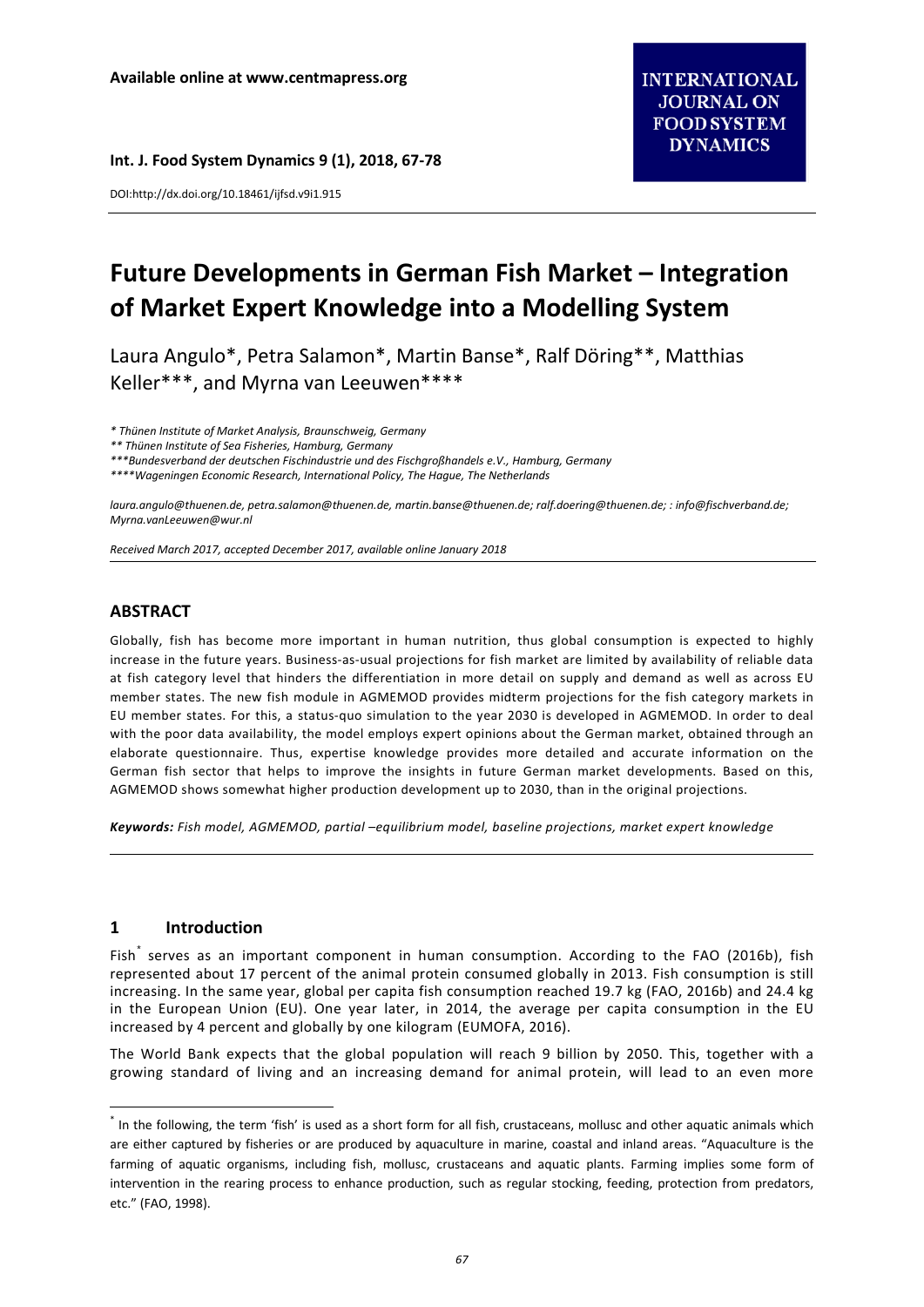Available online at www.centmapress.org

INTERNATIONAL JOURNAL ON FOOD SYSTEM DYNAMICS

Int. J. Food System Dynamics 9 (1), 2018, 67-78

DOI:http://dx.doi.org/10.18461/ijfsd.v9i1.915

# Future Developments in German Fish Market – Integration of Market Expert Knowledge into a Modelling System

Laura Angulo*, Petra Salamon*, Martin Banse*, Ralf Döring**, Matthias Keller***, and Myrna van Leeuwen****

*\* Thünen Institute of Market Analysis, Braunschweig, Germany*
*\*\* Thünen Institute of Sea Fisheries, Hamburg, Germany*
*\*\*\*Bundesverband der deutschen Fischindustrie und des Fischgroßhandels e.V., Hamburg, Germany*
*\*\*\*\*Wageningen Economic Research, International Policy, The Hague, The Netherlands*

*laura.angulo@thuenen.de, petra.salamon@thuenen.de, martin.banse@thuenen.de; ralf.doering@thuenen.de; : info@fischverband.de; Myrna.vanLeeuwen@wur.nl*

*Received March 2017, accepted December 2017, available online January 2018*

## ABSTRACT

Globally, fish has become more important in human nutrition, thus global consumption is expected to highly increase in the future years. Business-as-usual projections for fish market are limited by availability of reliable data at fish category level that hinders the differentiation in more detail on supply and demand as well as across EU member states. The new fish module in AGMEMOD provides midterm projections for the fish category markets in EU member states. For this, a status-quo simulation to the year 2030 is developed in AGMEMOD. In order to deal with the poor data availability, the model employs expert opinions about the German market, obtained through an elaborate questionnaire. Thus, expertise knowledge provides more detailed and accurate information on the German fish sector that helps to improve the insights in future German market developments. Based on this, AGMEMOD shows somewhat higher production development up to 2030, than in the original projections.

***Keywords:*** *Fish model, AGMEMOD, partial –equilibrium model, baseline projections, market expert knowledge*

## 1 Introduction

Fish[*] serves as an important component in human consumption. According to the FAO (2016b), fish represented about 17 percent of the animal protein consumed globally in 2013. Fish consumption is still increasing. In the same year, global per capita fish consumption reached 19.7 kg (FAO, 2016b) and 24.4 kg in the European Union (EU). One year later, in 2014, the average per capita consumption in the EU increased by 4 percent and globally by one kilogram (EUMOFA, 2016).

The World Bank expects that the global population will reach 9 billion by 2050. This, together with a growing standard of living and an increasing demand for animal protein, will lead to an even more

[*] In the following, the term 'fish' is used as a short form for all fish, crustaceans, mollusc and other aquatic animals which are either captured by fisheries or are produced by aquaculture in marine, coastal and inland areas. "Aquaculture is the farming of aquatic organisms, including fish, mollusc, crustaceans and aquatic plants. Farming implies some form of intervention in the rearing process to enhance production, such as regular stocking, feeding, protection from predators, etc." (FAO, 1998).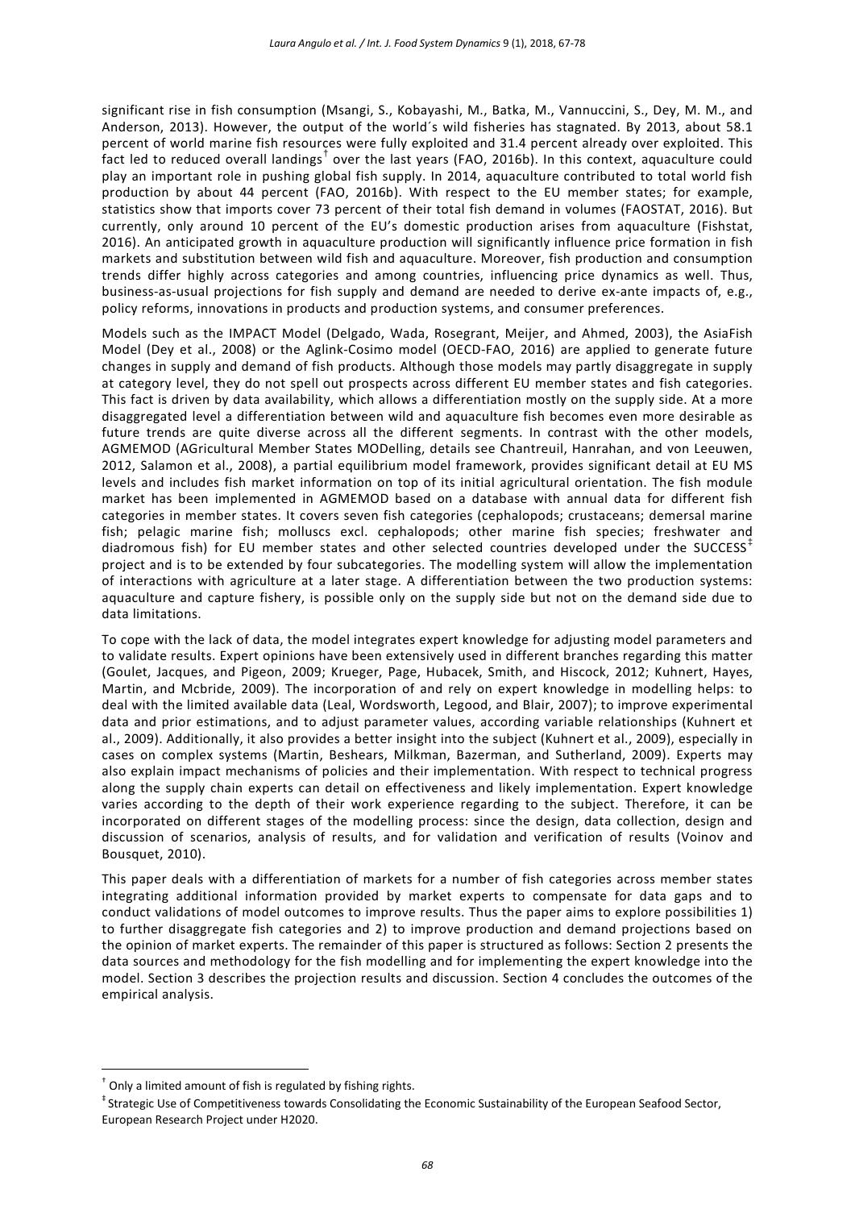significant rise in fish consumption (Msangi, S., Kobayashi, M., Batka, M., Vannuccini, S., Dey, M. M., and Anderson, 2013). However, the output of the world´s wild fisheries has stagnated. By 2013, about 58.1 percent of world marine fish resources were fully exploited and 31.4 percent already over exploited. This fact led to reduced overall landings[†] over the last years (FAO, 2016b). In this context, aquaculture could play an important role in pushing global fish supply. In 2014, aquaculture contributed to total world fish production by about 44 percent (FAO, 2016b). With respect to the EU member states; for example, statistics show that imports cover 73 percent of their total fish demand in volumes (FAOSTAT, 2016). But currently, only around 10 percent of the EU's domestic production arises from aquaculture (Fishstat, 2016). An anticipated growth in aquaculture production will significantly influence price formation in fish markets and substitution between wild fish and aquaculture. Moreover, fish production and consumption trends differ highly across categories and among countries, influencing price dynamics as well. Thus, business-as-usual projections for fish supply and demand are needed to derive ex-ante impacts of, e.g., policy reforms, innovations in products and production systems, and consumer preferences.

Models such as the IMPACT Model (Delgado, Wada, Rosegrant, Meijer, and Ahmed, 2003), the AsiaFish Model (Dey et al., 2008) or the Aglink-Cosimo model (OECD-FAO, 2016) are applied to generate future changes in supply and demand of fish products. Although those models may partly disaggregate in supply at category level, they do not spell out prospects across different EU member states and fish categories. This fact is driven by data availability, which allows a differentiation mostly on the supply side. At a more disaggregated level a differentiation between wild and aquaculture fish becomes even more desirable as future trends are quite diverse across all the different segments. In contrast with the other models, AGMEMOD (AGricultural Member States MODelling, details see Chantreuil, Hanrahan, and von Leeuwen, 2012, Salamon et al., 2008), a partial equilibrium model framework, provides significant detail at EU MS levels and includes fish market information on top of its initial agricultural orientation. The fish module market has been implemented in AGMEMOD based on a database with annual data for different fish categories in member states. It covers seven fish categories (cephalopods; crustaceans; demersal marine fish; pelagic marine fish; molluscs excl. cephalopods; other marine fish species; freshwater and diadromous fish) for EU member states and other selected countries developed under the SUCCESS[‡] project and is to be extended by four subcategories. The modelling system will allow the implementation of interactions with agriculture at a later stage. A differentiation between the two production systems: aquaculture and capture fishery, is possible only on the supply side but not on the demand side due to data limitations.

To cope with the lack of data, the model integrates expert knowledge for adjusting model parameters and to validate results. Expert opinions have been extensively used in different branches regarding this matter (Goulet, Jacques, and Pigeon, 2009; Krueger, Page, Hubacek, Smith, and Hiscock, 2012; Kuhnert, Hayes, Martin, and Mcbride, 2009). The incorporation of and rely on expert knowledge in modelling helps: to deal with the limited available data (Leal, Wordsworth, Legood, and Blair, 2007); to improve experimental data and prior estimations, and to adjust parameter values, according variable relationships (Kuhnert et al., 2009). Additionally, it also provides a better insight into the subject (Kuhnert et al., 2009), especially in cases on complex systems (Martin, Beshears, Milkman, Bazerman, and Sutherland, 2009). Experts may also explain impact mechanisms of policies and their implementation. With respect to technical progress along the supply chain experts can detail on effectiveness and likely implementation. Expert knowledge varies according to the depth of their work experience regarding to the subject. Therefore, it can be incorporated on different stages of the modelling process: since the design, data collection, design and discussion of scenarios, analysis of results, and for validation and verification of results (Voinov and Bousquet, 2010).

This paper deals with a differentiation of markets for a number of fish categories across member states integrating additional information provided by market experts to compensate for data gaps and to conduct validations of model outcomes to improve results. Thus the paper aims to explore possibilities 1) to further disaggregate fish categories and 2) to improve production and demand projections based on the opinion of market experts. The remainder of this paper is structured as follows: Section 2 presents the data sources and methodology for the fish modelling and for implementing the expert knowledge into the model. Section 3 describes the projection results and discussion. Section 4 concludes the outcomes of the empirical analysis.

---

[†] Only a limited amount of fish is regulated by fishing rights.

[‡] Strategic Use of Competitiveness towards Consolidating the Economic Sustainability of the European Seafood Sector, European Research Project under H2020.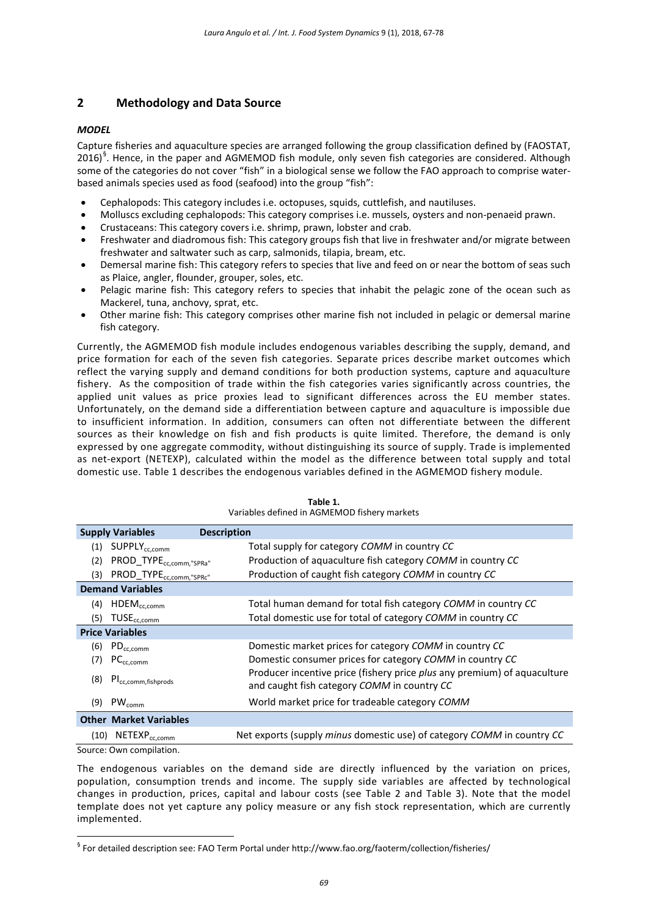## 2 Methodology and Data Source

### *MODEL*

Capture fisheries and aquaculture species are arranged following the group classification defined by (FAOSTAT, 2016)[§]. Hence, in the paper and AGMEMOD fish module, only seven fish categories are considered. Although some of the categories do not cover "fish" in a biological sense we follow the FAO approach to comprise water-based animals species used as food (seafood) into the group "fish":

- Cephalopods: This category includes i.e. octopuses, squids, cuttlefish, and nautiluses.
- Molluscs excluding cephalopods: This category comprises i.e. mussels, oysters and non-penaeid prawn.
- Crustaceans: This category covers i.e. shrimp, prawn, lobster and crab.
- Freshwater and diadromous fish: This category groups fish that live in freshwater and/or migrate between freshwater and saltwater such as carp, salmonids, tilapia, bream, etc.
- Demersal marine fish: This category refers to species that live and feed on or near the bottom of seas such as Plaice, angler, flounder, grouper, soles, etc.
- Pelagic marine fish: This category refers to species that inhabit the pelagic zone of the ocean such as Mackerel, tuna, anchovy, sprat, etc.
- Other marine fish: This category comprises other marine fish not included in pelagic or demersal marine fish category.

Currently, the AGMEMOD fish module includes endogenous variables describing the supply, demand, and price formation for each of the seven fish categories. Separate prices describe market outcomes which reflect the varying supply and demand conditions for both production systems, capture and aquaculture fishery. As the composition of trade within the fish categories varies significantly across countries, the applied unit values as price proxies lead to significant differences across the EU member states. Unfortunately, on the demand side a differentiation between capture and aquaculture is impossible due to insufficient information. In addition, consumers can often not differentiate between the different sources as their knowledge on fish and fish products is quite limited. Therefore, the demand is only expressed by one aggregate commodity, without distinguishing its source of supply. Trade is implemented as net-export (NETEXP), calculated within the model as the difference between total supply and total domestic use. Table 1 describes the endogenous variables defined in the AGMEMOD fishery module.

**Table 1.**
Variables defined in AGMEMOD fishery markets

| Supply Variables | Description |
|---|---|
| (1) $SUPPLY_{cc,comm}$ | Total supply for category *COMM* in country *CC* |
| (2) $PROD\_TYPE_{cc,comm,"SPRa"}$ | Production of aquaculture fish category *COMM* in country *CC* |
| (3) $PROD\_TYPE_{cc,comm,"SPRc"}$ | Production of caught fish category *COMM* in country *CC* |
| **Demand Variables** | |
| (4) $HDEM_{cc,comm}$ | Total human demand for total fish category *COMM* in country *CC* |
| (5) $TUSE_{cc,comm}$ | Total domestic use for total of category *COMM* in country *CC* |
| **Price Variables** | |
| (6) $PD_{cc,comm}$ | Domestic market prices for category *COMM* in country *CC* |
| (7) $PC_{cc,comm}$ | Domestic consumer prices for category *COMM* in country *CC* |
| (8) $PI_{cc,comm,fishprods}$ | Producer incentive price (fishery price *plus* any premium) of aquaculture and caught fish category *COMM* in country *CC* |
| (9) $PW_{comm}$ | World market price for tradeable category *COMM* |
| **Other Market Variables** | |
| (10) $NETEXP_{cc,comm}$ | Net exports (supply *minus* domestic use) of category *COMM* in country *CC* |

Source: Own compilation.

The endogenous variables on the demand side are directly influenced by the variation on prices, population, consumption trends and income. The supply side variables are affected by technological changes in production, prices, capital and labour costs (see Table 2 and Table 3). Note that the model template does not yet capture any policy measure or any fish stock representation, which are currently implemented.

[§] For detailed description see: FAO Term Portal under http://www.fao.org/faoterm/collection/fisheries/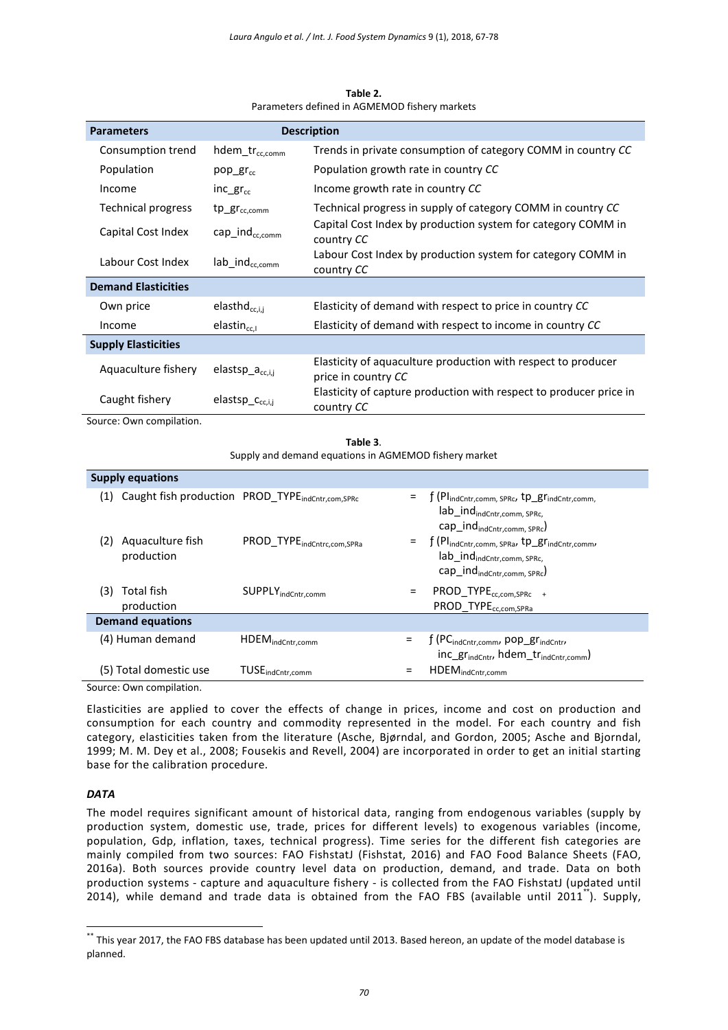**Table 2.**
Parameters defined in AGMEMOD fishery markets

| Parameters | | Description |
|---|---|---|
| Consumption trend | $hdem\_tr_{cc,comm}$ | Trends in private consumption of category COMM in country *CC* |
| Population | $pop\_gr_{cc}$ | Population growth rate in country *CC* |
| Income | $inc\_gr_{cc}$ | Income growth rate in country *CC* |
| Technical progress | $tp\_gr_{cc,comm}$ | Technical progress in supply of category COMM in country *CC* |
| Capital Cost Index | $cap\_ind_{cc,comm}$ | Capital Cost Index by production system for category COMM in country *CC* |
| Labour Cost Index | $lab\_ind_{cc,comm}$ | Labour Cost Index by production system for category COMM in country *CC* |
| **Demand Elasticities** | | |
| Own price | $elasthd_{cc,i,j}$ | Elasticity of demand with respect to price in country *CC* |
| Income | $elastin_{cc,I}$ | Elasticity of demand with respect to income in country *CC* |
| **Supply Elasticities** | | |
| Aquaculture fishery | $elastsp\_a_{cc,i,j}$ | Elasticity of aquaculture production with respect to producer price in country *CC* |
| Caught fishery | $elastsp\_c_{cc,i,j}$ | Elasticity of capture production with respect to producer price in country *CC* |

Source: Own compilation.

**Table 3.**
Supply and demand equations in AGMEMOD fishery market

| **Supply equations** | | | |
|---|---|---|---|
| (1) Caught fish production | $PROD\_TYPE_{indCntr,com,SPRc}$ | = | $f\,(PI_{indCntr,comm,\,SPRc},\ tp\_gr_{indCntr,comm},\ lab\_ind_{indCntr,comm,\,SPRc},\ cap\_ind_{indCntr,comm,\,SPRc})$ |
| (2) Aquaculture fish production | $PROD\_TYPE_{indCntrc,com,SPRa}$ | = | $f\,(PI_{indCntr,comm,\,SPRa},\ tp\_gr_{indCntr,comm},\ lab\_ind_{indCntr,comm,\,SPRc},\ cap\_ind_{indCntr,comm,\,SPRc})$ |
| (3) Total fish production | $SUPPLY_{indCntr,comm}$ | = | $PROD\_TYPE_{cc,com,SPRc}\ +\ PROD\_TYPE_{cc,com,SPRa}$ |
| **Demand equations** | | | |
| (4) Human demand | $HDEM_{indCntr,comm}$ | = | $f\,(PC_{indCntr,comm},\ pop\_gr_{indCntr},\ inc\_gr_{indCntr},\ hdem\_tr_{indCntr,comm})$ |
| (5) Total domestic use | $TUSE_{indCntr,comm}$ | = | $HDEM_{indCntr,comm}$ |

Source: Own compilation.

Elasticities are applied to cover the effects of change in prices, income and cost on production and consumption for each country and commodity represented in the model. For each country and fish category, elasticities taken from the literature (Asche, Bjørndal, and Gordon, 2005; Asche and Bjorndal, 1999; M. M. Dey et al., 2008; Fousekis and Revell, 2004) are incorporated in order to get an initial starting base for the calibration procedure.

### *DATA*

The model requires significant amount of historical data, ranging from endogenous variables (supply by production system, domestic use, trade, prices for different levels) to exogenous variables (income, population, Gdp, inflation, taxes, technical progress). Time series for the different fish categories are mainly compiled from two sources: FAO FishstatJ (Fishstat, 2016) and FAO Food Balance Sheets (FAO, 2016a). Both sources provide country level data on production, demand, and trade. Data on both production systems - capture and aquaculture fishery - is collected from the FAO FishstatJ (updated until 2014), while demand and trade data is obtained from the FAO FBS (available until 2011[**]). Supply,

[**] This year 2017, the FAO FBS database has been updated until 2013. Based hereon, an update of the model database is planned.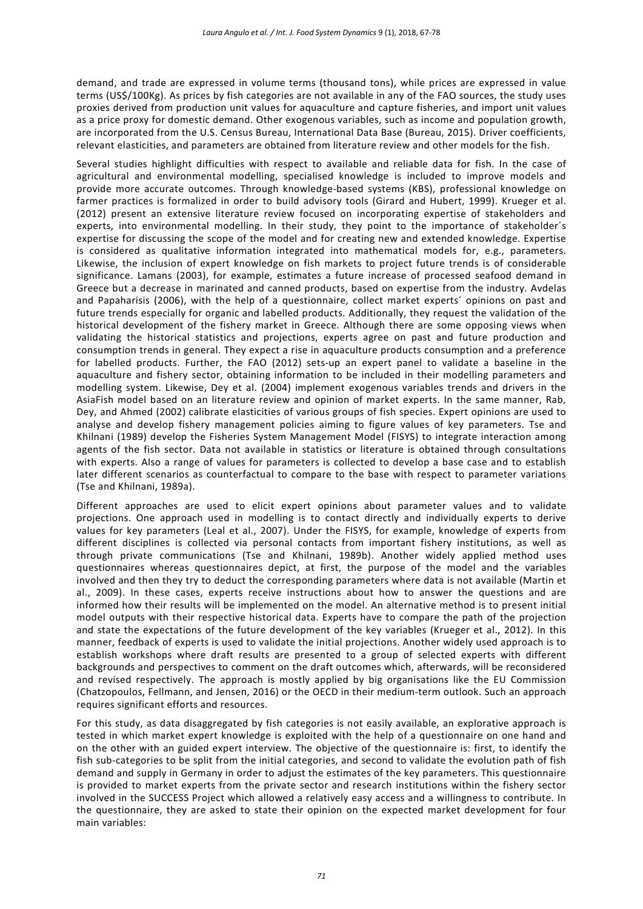demand, and trade are expressed in volume terms (thousand tons), while prices are expressed in value terms (US$/100Kg). As prices by fish categories are not available in any of the FAO sources, the study uses proxies derived from production unit values for aquaculture and capture fisheries, and import unit values as a price proxy for domestic demand. Other exogenous variables, such as income and population growth, are incorporated from the U.S. Census Bureau, International Data Base (Bureau, 2015). Driver coefficients, relevant elasticities, and parameters are obtained from literature review and other models for the fish.

Several studies highlight difficulties with respect to available and reliable data for fish. In the case of agricultural and environmental modelling, specialised knowledge is included to improve models and provide more accurate outcomes. Through knowledge-based systems (KBS), professional knowledge on farmer practices is formalized in order to build advisory tools (Girard and Hubert, 1999). Krueger et al. (2012) present an extensive literature review focused on incorporating expertise of stakeholders and experts, into environmental modelling. In their study, they point to the importance of stakeholder´s expertise for discussing the scope of the model and for creating new and extended knowledge. Expertise is considered as qualitative information integrated into mathematical models for, e.g., parameters. Likewise, the inclusion of expert knowledge on fish markets to project future trends is of considerable significance. Lamans (2003), for example, estimates a future increase of processed seafood demand in Greece but a decrease in marinated and canned products, based on expertise from the industry. Avdelas and Papaharisis (2006), with the help of a questionnaire, collect market experts´ opinions on past and future trends especially for organic and labelled products. Additionally, they request the validation of the historical development of the fishery market in Greece. Although there are some opposing views when validating the historical statistics and projections, experts agree on past and future production and consumption trends in general. They expect a rise in aquaculture products consumption and a preference for labelled products. Further, the FAO (2012) sets-up an expert panel to validate a baseline in the aquaculture and fishery sector, obtaining information to be included in their modelling parameters and modelling system. Likewise, Dey et al. (2004) implement exogenous variables trends and drivers in the AsiaFish model based on an literature review and opinion of market experts. In the same manner, Rab, Dey, and Ahmed (2002) calibrate elasticities of various groups of fish species. Expert opinions are used to analyse and develop fishery management policies aiming to figure values of key parameters. Tse and Khilnani (1989) develop the Fisheries System Management Model (FISYS) to integrate interaction among agents of the fish sector. Data not available in statistics or literature is obtained through consultations with experts. Also a range of values for parameters is collected to develop a base case and to establish later different scenarios as counterfactual to compare to the base with respect to parameter variations (Tse and Khilnani, 1989a).

Different approaches are used to elicit expert opinions about parameter values and to validate projections. One approach used in modelling is to contact directly and individually experts to derive values for key parameters (Leal et al., 2007). Under the FISYS, for example, knowledge of experts from different disciplines is collected via personal contacts from important fishery institutions, as well as through private communications (Tse and Khilnani, 1989b). Another widely applied method uses questionnaires whereas questionnaires depict, at first, the purpose of the model and the variables involved and then they try to deduct the corresponding parameters where data is not available (Martin et al., 2009). In these cases, experts receive instructions about how to answer the questions and are informed how their results will be implemented on the model. An alternative method is to present initial model outputs with their respective historical data. Experts have to compare the path of the projection and state the expectations of the future development of the key variables (Krueger et al., 2012). In this manner, feedback of experts is used to validate the initial projections. Another widely used approach is to establish workshops where draft results are presented to a group of selected experts with different backgrounds and perspectives to comment on the draft outcomes which, afterwards, will be reconsidered and revised respectively. The approach is mostly applied by big organisations like the EU Commission (Chatzopoulos, Fellmann, and Jensen, 2016) or the OECD in their medium-term outlook. Such an approach requires significant efforts and resources.

For this study, as data disaggregated by fish categories is not easily available, an explorative approach is tested in which market expert knowledge is exploited with the help of a questionnaire on one hand and on the other with an guided expert interview. The objective of the questionnaire is: first, to identify the fish sub-categories to be split from the initial categories, and second to validate the evolution path of fish demand and supply in Germany in order to adjust the estimates of the key parameters. This questionnaire is provided to market experts from the private sector and research institutions within the fishery sector involved in the SUCCESS Project which allowed a relatively easy access and a willingness to contribute. In the questionnaire, they are asked to state their opinion on the expected market development for four main variables: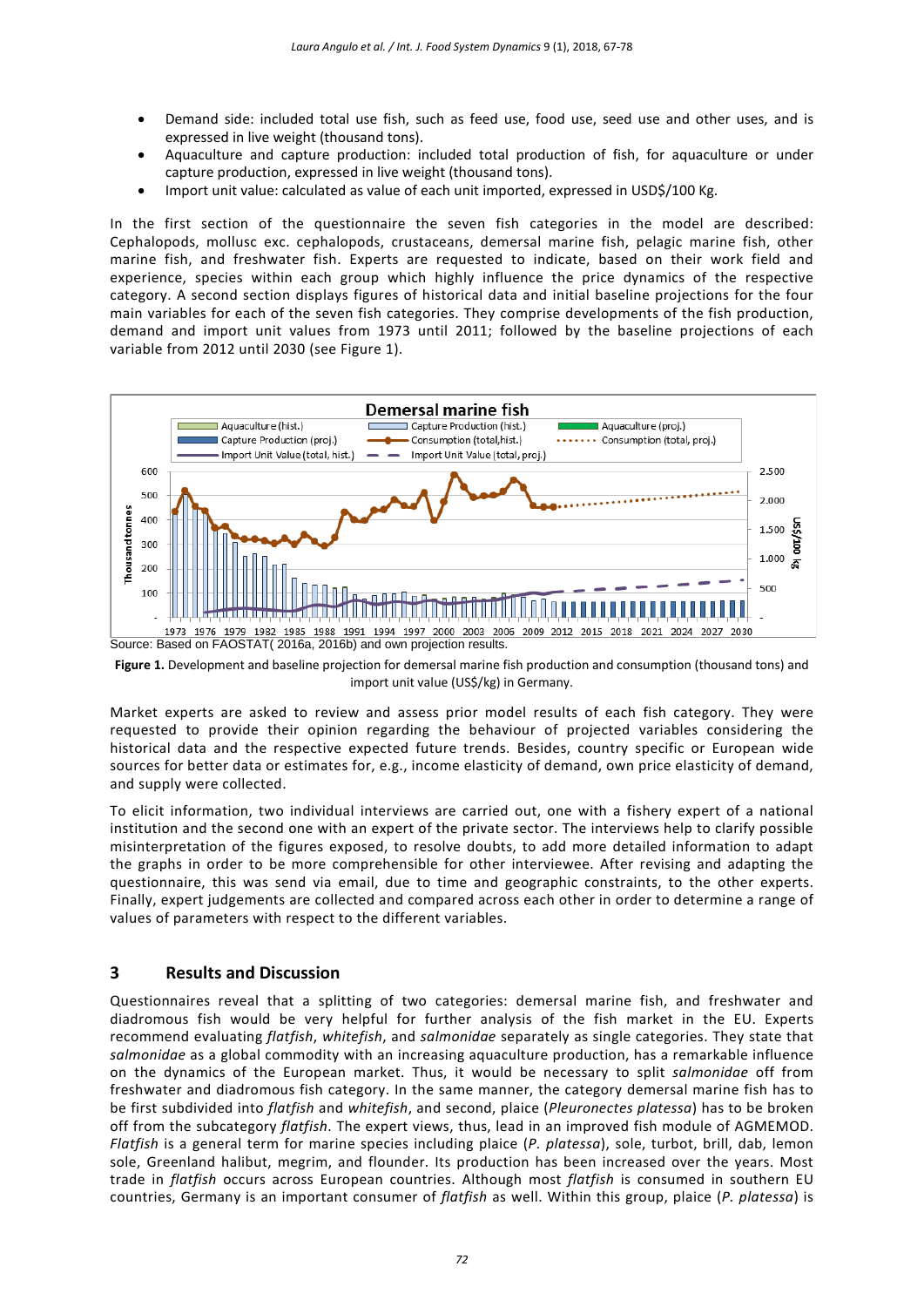- Demand side: included total use fish, such as feed use, food use, seed use and other uses, and is expressed in live weight (thousand tons).
- Aquaculture and capture production: included total production of fish, for aquaculture or under capture production, expressed in live weight (thousand tons).
- Import unit value: calculated as value of each unit imported, expressed in USD$/100 Kg.

In the first section of the questionnaire the seven fish categories in the model are described: Cephalopods, mollusc exc. cephalopods, crustaceans, demersal marine fish, pelagic marine fish, other marine fish, and freshwater fish. Experts are requested to indicate, based on their work field and experience, species within each group which highly influence the price dynamics of the respective category. A second section displays figures of historical data and initial baseline projections for the four main variables for each of the seven fish categories. They comprise developments of the fish production, demand and import unit values from 1973 until 2011; followed by the baseline projections of each variable from 2012 until 2030 (see Figure 1).

Source: Based on FAOSTAT( 2016a, 2016b) and own projection results.

**Figure 1.** Development and baseline projection for demersal marine fish production and consumption (thousand tons) and import unit value (US$/kg) in Germany.

Market experts are asked to review and assess prior model results of each fish category. They were requested to provide their opinion regarding the behaviour of projected variables considering the historical data and the respective expected future trends. Besides, country specific or European wide sources for better data or estimates for, e.g., income elasticity of demand, own price elasticity of demand, and supply were collected.

To elicit information, two individual interviews are carried out, one with a fishery expert of a national institution and the second one with an expert of the private sector. The interviews help to clarify possible misinterpretation of the figures exposed, to resolve doubts, to add more detailed information to adapt the graphs in order to be more comprehensible for other interviewee. After revising and adapting the questionnaire, this was send via email, due to time and geographic constraints, to the other experts. Finally, expert judgements are collected and compared across each other in order to determine a range of values of parameters with respect to the different variables.

## 3 Results and Discussion

Questionnaires reveal that a splitting of two categories: demersal marine fish, and freshwater and diadromous fish would be very helpful for further analysis of the fish market in the EU. Experts recommend evaluating *flatfish*, *whitefish*, and *salmonidae* separately as single categories. They state that *salmonidae* as a global commodity with an increasing aquaculture production, has a remarkable influence on the dynamics of the European market. Thus, it would be necessary to split *salmonidae* off from freshwater and diadromous fish category. In the same manner, the category demersal marine fish has to be first subdivided into *flatfish* and *whitefish*, and second, plaice (*Pleuronectes platessa*) has to be broken off from the subcategory *flatfish*. The expert views, thus, lead in an improved fish module of AGMEMOD. *Flatfish* is a general term for marine species including plaice (*P. platessa*), sole, turbot, brill, dab, lemon sole, Greenland halibut, megrim, and flounder. Its production has been increased over the years. Most trade in *flatfish* occurs across European countries. Although most *flatfish* is consumed in southern EU countries, Germany is an important consumer of *flatfish* as well. Within this group, plaice (*P. platessa*) is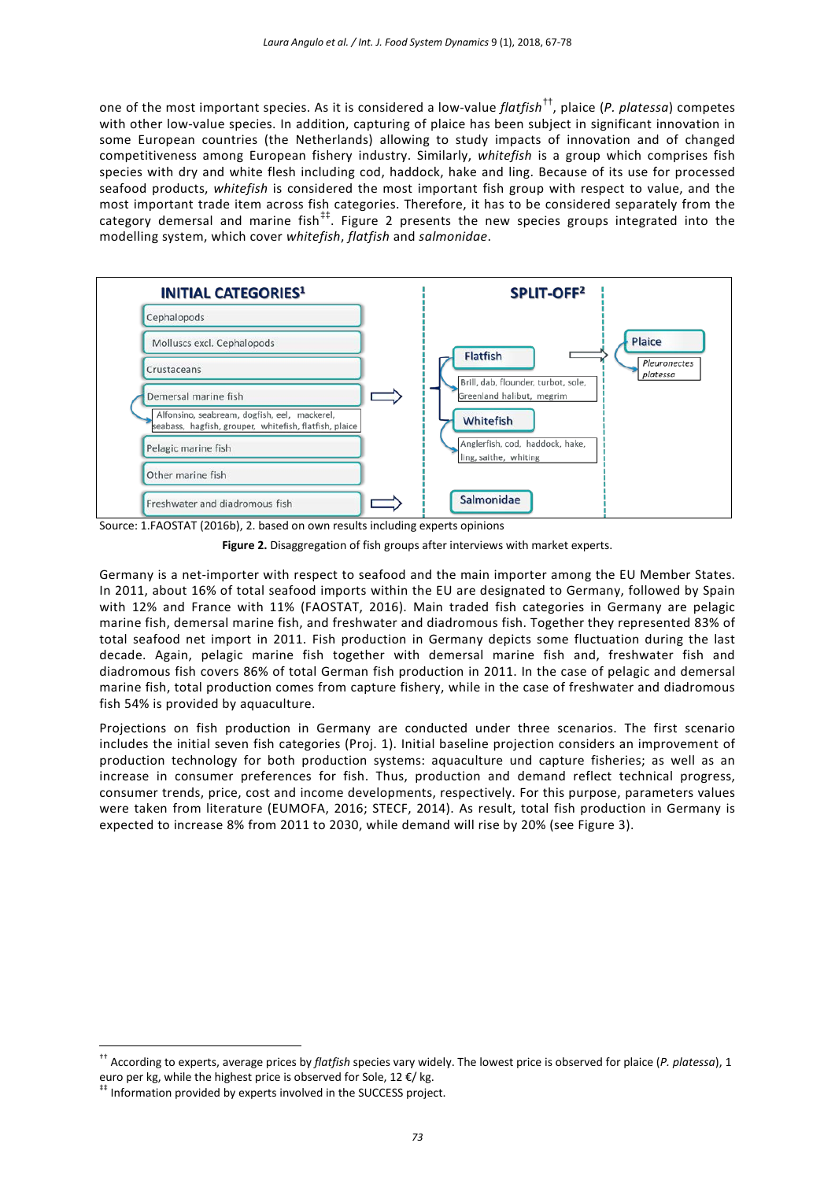one of the most important species. As it is considered a low-value *flatfish*[††], plaice (*P. platessa*) competes with other low-value species. In addition, capturing of plaice has been subject in significant innovation in some European countries (the Netherlands) allowing to study impacts of innovation and of changed competitiveness among European fishery industry. Similarly, *whitefish* is a group which comprises fish species with dry and white flesh including cod, haddock, hake and ling. Because of its use for processed seafood products, *whitefish* is considered the most important fish group with respect to value, and the most important trade item across fish categories. Therefore, it has to be considered separately from the category demersal and marine fish[‡‡]. Figure 2 presents the new species groups integrated into the modelling system, which cover *whitefish*, *flatfish* and *salmonidae*.

Source: 1.FAOSTAT (2016b), 2. based on own results including experts opinions

**Figure 2.** Disaggregation of fish groups after interviews with market experts.

Germany is a net-importer with respect to seafood and the main importer among the EU Member States. In 2011, about 16% of total seafood imports within the EU are designated to Germany, followed by Spain with 12% and France with 11% (FAOSTAT, 2016). Main traded fish categories in Germany are pelagic marine fish, demersal marine fish, and freshwater and diadromous fish. Together they represented 83% of total seafood net import in 2011. Fish production in Germany depicts some fluctuation during the last decade. Again, pelagic marine fish together with demersal marine fish and, freshwater fish and diadromous fish covers 86% of total German fish production in 2011. In the case of pelagic and demersal marine fish, total production comes from capture fishery, while in the case of freshwater and diadromous fish 54% is provided by aquaculture.

Projections on fish production in Germany are conducted under three scenarios. The first scenario includes the initial seven fish categories (Proj. 1). Initial baseline projection considers an improvement of production technology for both production systems: aquaculture und capture fisheries; as well as an increase in consumer preferences for fish. Thus, production and demand reflect technical progress, consumer trends, price, cost and income developments, respectively. For this purpose, parameters values were taken from literature (EUMOFA, 2016; STECF, 2014). As result, total fish production in Germany is expected to increase 8% from 2011 to 2030, while demand will rise by 20% (see Figure 3).

[††] According to experts, average prices by *flatfish* species vary widely. The lowest price is observed for plaice (*P. platessa*), 1 euro per kg, while the highest price is observed for Sole, 12 €/ kg.

[‡‡] Information provided by experts involved in the SUCCESS project.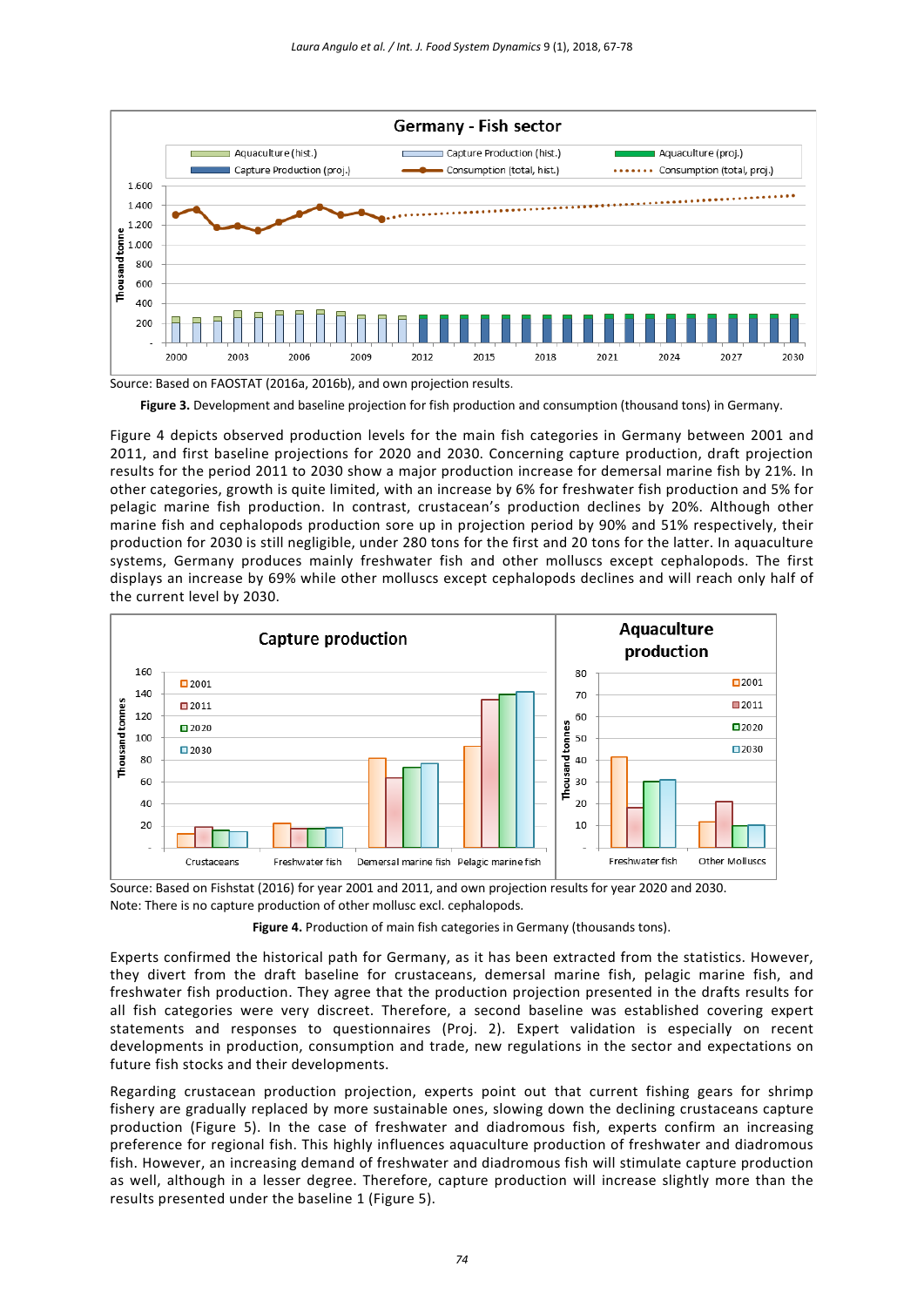Source: Based on FAOSTAT (2016a, 2016b), and own projection results.

**Figure 3.** Development and baseline projection for fish production and consumption (thousand tons) in Germany.

Figure 4 depicts observed production levels for the main fish categories in Germany between 2001 and 2011, and first baseline projections for 2020 and 2030. Concerning capture production, draft projection results for the period 2011 to 2030 show a major production increase for demersal marine fish by 21%. In other categories, growth is quite limited, with an increase by 6% for freshwater fish production and 5% for pelagic marine fish production. In contrast, crustacean's production declines by 20%. Although other marine fish and cephalopods production sore up in projection period by 90% and 51% respectively, their production for 2030 is still negligible, under 280 tons for the first and 20 tons for the latter. In aquaculture systems, Germany produces mainly freshwater fish and other molluscs except cephalopods. The first displays an increase by 69% while other molluscs except cephalopods declines and will reach only half of the current level by 2030.

Source: Based on Fishstat (2016) for year 2001 and 2011, and own projection results for year 2020 and 2030.
Note: There is no capture production of other mollusc excl. cephalopods.

**Figure 4.** Production of main fish categories in Germany (thousands tons).

Experts confirmed the historical path for Germany, as it has been extracted from the statistics. However, they divert from the draft baseline for crustaceans, demersal marine fish, pelagic marine fish, and freshwater fish production. They agree that the production projection presented in the drafts results for all fish categories were very discreet. Therefore, a second baseline was established covering expert statements and responses to questionnaires (Proj. 2). Expert validation is especially on recent developments in production, consumption and trade, new regulations in the sector and expectations on future fish stocks and their developments.

Regarding crustacean production projection, experts point out that current fishing gears for shrimp fishery are gradually replaced by more sustainable ones, slowing down the declining crustaceans capture production (Figure 5). In the case of freshwater and diadromous fish, experts confirm an increasing preference for regional fish. This highly influences aquaculture production of freshwater and diadromous fish. However, an increasing demand of freshwater and diadromous fish will stimulate capture production as well, although in a lesser degree. Therefore, capture production will increase slightly more than the results presented under the baseline 1 (Figure 5).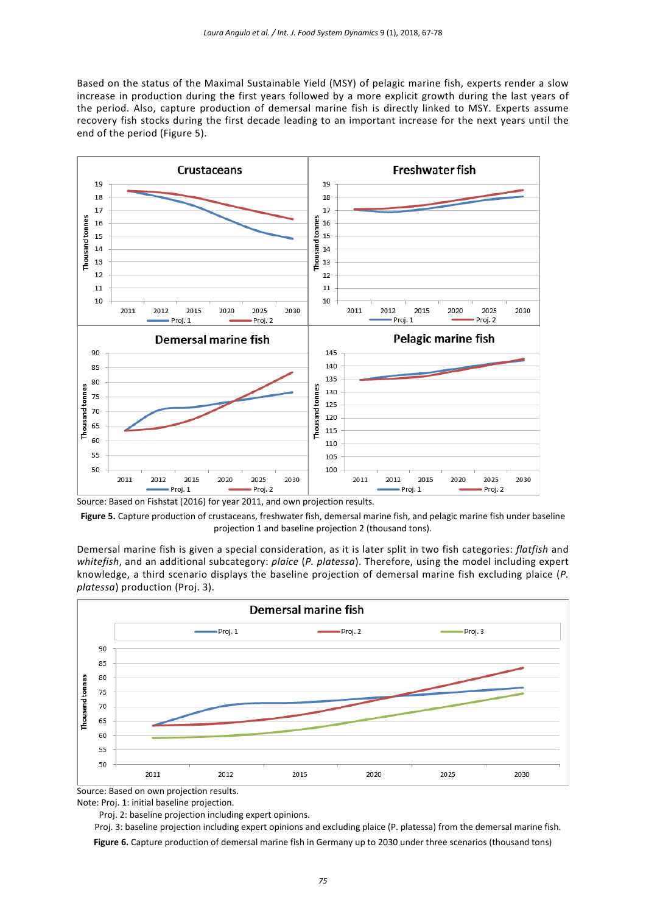Based on the status of the Maximal Sustainable Yield (MSY) of pelagic marine fish, experts render a slow increase in production during the first years followed by a more explicit growth during the last years of the period. Also, capture production of demersal marine fish is directly linked to MSY. Experts assume recovery fish stocks during the first decade leading to an important increase for the next years until the end of the period (Figure 5).

Source: Based on Fishstat (2016) for year 2011, and own projection results.

**Figure 5.** Capture production of crustaceans, freshwater fish, demersal marine fish, and pelagic marine fish under baseline projection 1 and baseline projection 2 (thousand tons).

Demersal marine fish is given a special consideration, as it is later split in two fish categories: *flatfish* and *whitefish*, and an additional subcategory: *plaice* (*P. platessa*). Therefore, using the model including expert knowledge, a third scenario displays the baseline projection of demersal marine fish excluding plaice (*P. platessa*) production (Proj. 3).

Source: Based on own projection results.

Note: Proj. 1: initial baseline projection.

Proj. 2: baseline projection including expert opinions.

Proj. 3: baseline projection including expert opinions and excluding plaice (P. platessa) from the demersal marine fish.

**Figure 6.** Capture production of demersal marine fish in Germany up to 2030 under three scenarios (thousand tons)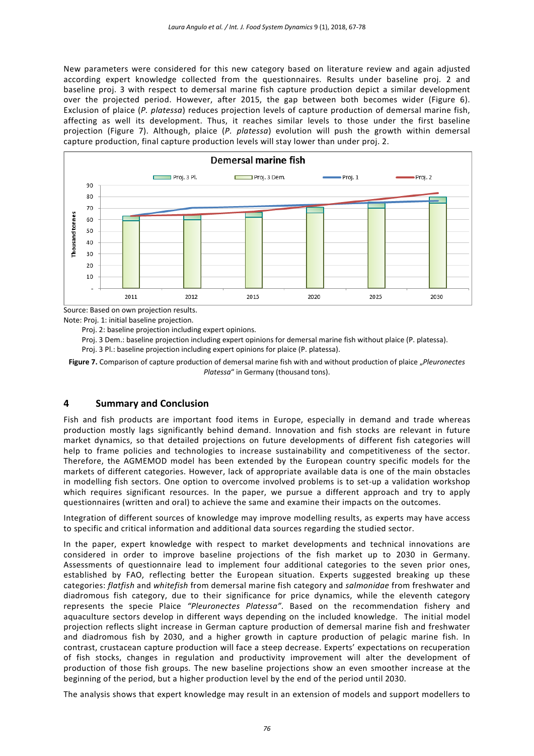New parameters were considered for this new category based on literature review and again adjusted according expert knowledge collected from the questionnaires. Results under baseline proj. 2 and baseline proj. 3 with respect to demersal marine fish capture production depict a similar development over the projected period. However, after 2015, the gap between both becomes wider (Figure 6). Exclusion of plaice (*P. platessa*) reduces projection levels of capture production of demersal marine fish, affecting as well its development. Thus, it reaches similar levels to those under the first baseline projection (Figure 7). Although, plaice (*P. platessa*) evolution will push the growth within demersal capture production, final capture production levels will stay lower than under proj. 2.

Source: Based on own projection results.

Note: Proj. 1: initial baseline projection.

Proj. 2: baseline projection including expert opinions.

Proj. 3 Dem.: baseline projection including expert opinions for demersal marine fish without plaice (P. platessa).

Proj. 3 Pl.: baseline projection including expert opinions for plaice (P. platessa).

**Figure 7.** Comparison of capture production of demersal marine fish with and without production of plaice „*Pleuronectes Platessa*" in Germany (thousand tons).

## 4 Summary and Conclusion

Fish and fish products are important food items in Europe, especially in demand and trade whereas production mostly lags significantly behind demand. Innovation and fish stocks are relevant in future market dynamics, so that detailed projections on future developments of different fish categories will help to frame policies and technologies to increase sustainability and competitiveness of the sector. Therefore, the AGMEMOD model has been extended by the European country specific models for the markets of different categories. However, lack of appropriate available data is one of the main obstacles in modelling fish sectors. One option to overcome involved problems is to set-up a validation workshop which requires significant resources. In the paper, we pursue a different approach and try to apply questionnaires (written and oral) to achieve the same and examine their impacts on the outcomes.

Integration of different sources of knowledge may improve modelling results, as experts may have access to specific and critical information and additional data sources regarding the studied sector.

In the paper, expert knowledge with respect to market developments and technical innovations are considered in order to improve baseline projections of the fish market up to 2030 in Germany. Assessments of questionnaire lead to implement four additional categories to the seven prior ones, established by FAO, reflecting better the European situation. Experts suggested breaking up these categories: *flatfish* and *whitefish* from demersal marine fish category and *salmonidae* from freshwater and diadromous fish category, due to their significance for price dynamics, while the eleventh category represents the specie Plaice *"Pleuronectes Platessa"*. Based on the recommendation fishery and aquaculture sectors develop in different ways depending on the included knowledge. The initial model projection reflects slight increase in German capture production of demersal marine fish and freshwater and diadromous fish by 2030, and a higher growth in capture production of pelagic marine fish. In contrast, crustacean capture production will face a steep decrease. Experts' expectations on recuperation of fish stocks, changes in regulation and productivity improvement will alter the development of production of those fish groups. The new baseline projections show an even smoother increase at the beginning of the period, but a higher production level by the end of the period until 2030.

The analysis shows that expert knowledge may result in an extension of models and support modellers to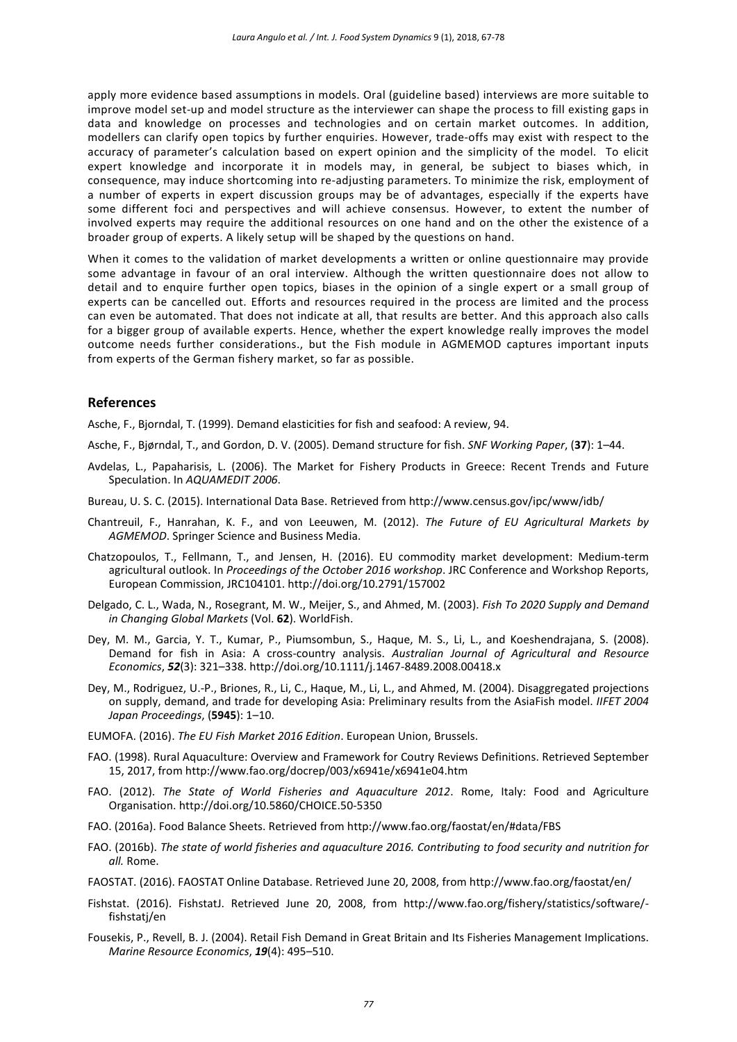apply more evidence based assumptions in models. Oral (guideline based) interviews are more suitable to improve model set-up and model structure as the interviewer can shape the process to fill existing gaps in data and knowledge on processes and technologies and on certain market outcomes. In addition, modellers can clarify open topics by further enquiries. However, trade-offs may exist with respect to the accuracy of parameter's calculation based on expert opinion and the simplicity of the model. To elicit expert knowledge and incorporate it in models may, in general, be subject to biases which, in consequence, may induce shortcoming into re-adjusting parameters. To minimize the risk, employment of a number of experts in expert discussion groups may be of advantages, especially if the experts have some different foci and perspectives and will achieve consensus. However, to extent the number of involved experts may require the additional resources on one hand and on the other the existence of a broader group of experts. A likely setup will be shaped by the questions on hand.

When it comes to the validation of market developments a written or online questionnaire may provide some advantage in favour of an oral interview. Although the written questionnaire does not allow to detail and to enquire further open topics, biases in the opinion of a single expert or a small group of experts can be cancelled out. Efforts and resources required in the process are limited and the process can even be automated. That does not indicate at all, that results are better. And this approach also calls for a bigger group of available experts. Hence, whether the expert knowledge really improves the model outcome needs further considerations., but the Fish module in AGMEMOD captures important inputs from experts of the German fishery market, so far as possible.

## References

Asche, F., Bjorndal, T. (1999). Demand elasticities for fish and seafood: A review, 94.

Asche, F., Bjørndal, T., and Gordon, D. V. (2005). Demand structure for fish. *SNF Working Paper*, (**37**): 1–44.

Avdelas, L., Papaharisis, L. (2006). The Market for Fishery Products in Greece: Recent Trends and Future Speculation. In *AQUAMEDIT 2006*.

Bureau, U. S. C. (2015). International Data Base. Retrieved from http://www.census.gov/ipc/www/idb/

Chantreuil, F., Hanrahan, K. F., and von Leeuwen, M. (2012). *The Future of EU Agricultural Markets by AGMEMOD*. Springer Science and Business Media.

Chatzopoulos, T., Fellmann, T., and Jensen, H. (2016). EU commodity market development: Medium-term agricultural outlook. In *Proceedings of the October 2016 workshop*. JRC Conference and Workshop Reports, European Commission, JRC104101. http://doi.org/10.2791/157002

Delgado, C. L., Wada, N., Rosegrant, M. W., Meijer, S., and Ahmed, M. (2003). *Fish To 2020 Supply and Demand in Changing Global Markets* (Vol. **62**). WorldFish.

Dey, M. M., Garcia, Y. T., Kumar, P., Piumsombun, S., Haque, M. S., Li, L., and Koeshendrajana, S. (2008). Demand for fish in Asia: A cross-country analysis. *Australian Journal of Agricultural and Resource Economics*, ***52***(3): 321–338. http://doi.org/10.1111/j.1467-8489.2008.00418.x

Dey, M., Rodriguez, U.-P., Briones, R., Li, C., Haque, M., Li, L., and Ahmed, M. (2004). Disaggregated projections on supply, demand, and trade for developing Asia: Preliminary results from the AsiaFish model. *IIFET 2004 Japan Proceedings*, (**5945**): 1–10.

EUMOFA. (2016). *The EU Fish Market 2016 Edition*. European Union, Brussels.

FAO. (1998). Rural Aquaculture: Overview and Framework for Coutry Reviews Definitions. Retrieved September 15, 2017, from http://www.fao.org/docrep/003/x6941e/x6941e04.htm

FAO. (2012). *The State of World Fisheries and Aquaculture 2012*. Rome, Italy: Food and Agriculture Organisation. http://doi.org/10.5860/CHOICE.50-5350

FAO. (2016a). Food Balance Sheets. Retrieved from http://www.fao.org/faostat/en/#data/FBS

FAO. (2016b). *The state of world fisheries and aquaculture 2016. Contributing to food security and nutrition for all.* Rome.

FAOSTAT. (2016). FAOSTAT Online Database. Retrieved June 20, 2008, from http://www.fao.org/faostat/en/

Fishstat. (2016). FishstatJ. Retrieved June 20, 2008, from http://www.fao.org/fishery/statistics/software/-fishstatj/en

Fousekis, P., Revell, B. J. (2004). Retail Fish Demand in Great Britain and Its Fisheries Management Implications. *Marine Resource Economics*, ***19***(4): 495–510.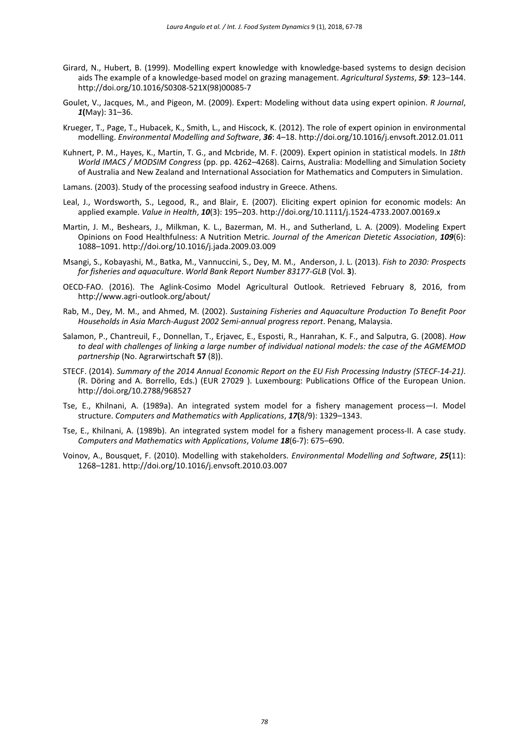Girard, N., Hubert, B. (1999). Modelling expert knowledge with knowledge-based systems to design decision aids The example of a knowledge-based model on grazing management. *Agricultural Systems*, ***59***: 123–144. http://doi.org/10.1016/S0308-521X(98)00085-7

Goulet, V., Jacques, M., and Pigeon, M. (2009). Expert: Modeling without data using expert opinion. *R Journal*, ***1*(**May): 31–36.

Krueger, T., Page, T., Hubacek, K., Smith, L., and Hiscock, K. (2012). The role of expert opinion in environmental modelling. *Environmental Modelling and Software*, ***36***: 4–18. http://doi.org/10.1016/j.envsoft.2012.01.011

Kuhnert, P. M., Hayes, K., Martin, T. G., and Mcbride, M. F. (2009). Expert opinion in statistical models. In *18th World IMACS / MODSIM Congress* (pp. pp. 4262–4268). Cairns, Australia: Modelling and Simulation Society of Australia and New Zealand and International Association for Mathematics and Computers in Simulation.

Lamans. (2003). Study of the processing seafood industry in Greece. Athens.

Leal, J., Wordsworth, S., Legood, R., and Blair, E. (2007). Eliciting expert opinion for economic models: An applied example. *Value in Health*, ***10***(3): 195–203. http://doi.org/10.1111/j.1524-4733.2007.00169.x

Martin, J. M., Beshears, J., Milkman, K. L., Bazerman, M. H., and Sutherland, L. A. (2009). Modeling Expert Opinions on Food Healthfulness: A Nutrition Metric. *Journal of the American Dietetic Association*, ***109***(6): 1088–1091. http://doi.org/10.1016/j.jada.2009.03.009

Msangi, S., Kobayashi, M., Batka, M., Vannuccini, S., Dey, M. M., Anderson, J. L. (2013). *Fish to 2030: Prospects for fisheries and aquaculture*. *World Bank Report Number 83177-GLB* (Vol. **3**).

OECD-FAO. (2016). The Aglink-Cosimo Model Agricultural Outlook. Retrieved February 8, 2016, from http://www.agri-outlook.org/about/

Rab, M., Dey, M. M., and Ahmed, M. (2002). *Sustaining Fisheries and Aquaculture Production To Benefit Poor Households in Asia March-August 2002 Semi-annual progress report*. Penang, Malaysia.

Salamon, P., Chantreuil, F., Donnellan, T., Erjavec, E., Esposti, R., Hanrahan, K. F., and Salputra, G. (2008). *How to deal with challenges of linking a large number of individual national models: the case of the AGMEMOD partnership* (No. Agrarwirtschaft **57** (8)).

STECF. (2014). *Summary of the 2014 Annual Economic Report on the EU Fish Processing Industry (STECF-14-21)*. (R. Döring and A. Borrello, Eds.) (EUR 27029 ). Luxembourg: Publications Office of the European Union. http://doi.org/10.2788/968527

Tse, E., Khilnani, A. (1989a). An integrated system model for a fishery management process—I. Model structure. *Computers and Mathematics with Applications*, ***17*(**8/9): 1329–1343.

Tse, E., Khilnani, A. (1989b). An integrated system model for a fishery management process-II. A case study. *Computers and Mathematics with Applications*, *Volume **18***(6-7): 675–690.

Voinov, A., Bousquet, F. (2010). Modelling with stakeholders. *Environmental Modelling and Software*, ***25*(**11): 1268–1281. http://doi.org/10.1016/j.envsoft.2010.03.007